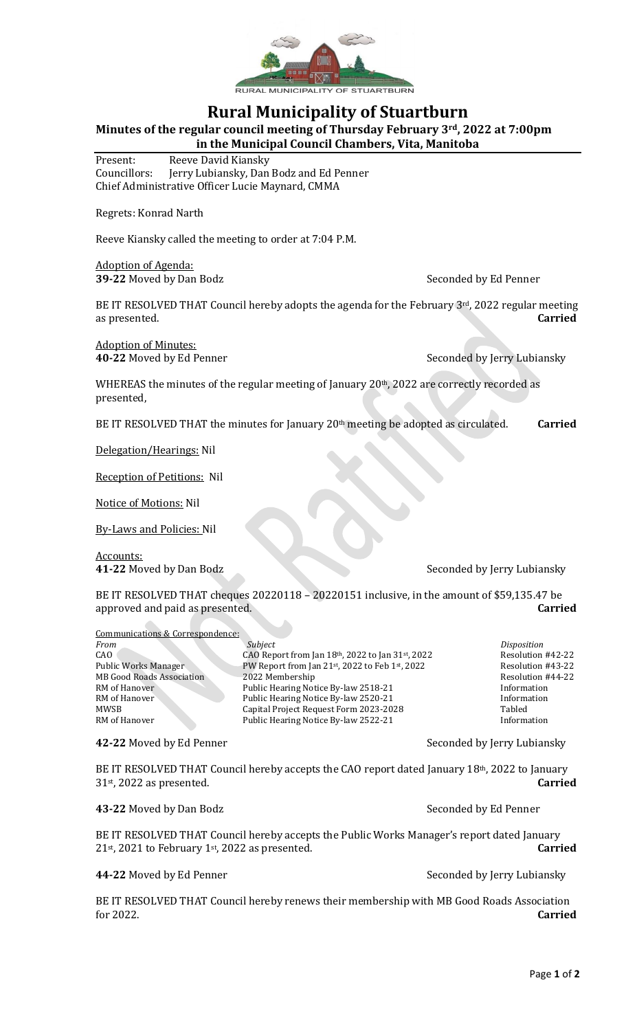RURAL MUNICIPALITY OF STUARTBURN

# Rural Municipality of Stuartburn

**Minutes of the regular council meeting of Thursday February 3rd, 2022 at 7:00pm in the Municipal Council Chambers, Vita, Manitoba**

Present: Reeve David Kiansky
Councillors: Jerry Lubiansky, Dan Bodz and Ed Penner
Chief Administrative Officer Lucie Maynard, CMMA

Regrets: Konrad Narth

Reeve Kiansky called the meeting to order at 7:04 P.M.

Adoption of Agenda:
**39-22** Moved by Dan Bodz Seconded by Ed Penner

BE IT RESOLVED THAT Council hereby adopts the agenda for the February 3rd, 2022 regular meeting as presented. **Carried**

Adoption of Minutes:
**40-22** Moved by Ed Penner Seconded by Jerry Lubiansky

WHEREAS the minutes of the regular meeting of January 20th, 2022 are correctly recorded as presented,

BE IT RESOLVED THAT the minutes for January 20th meeting be adopted as circulated. **Carried**

Delegation/Hearings: Nil

Reception of Petitions: Nil

Notice of Motions: Nil

By-Laws and Policies: Nil

Accounts:
**41-22** Moved by Dan Bodz Seconded by Jerry Lubiansky

BE IT RESOLVED THAT cheques 20220118 – 20220151 inclusive, in the amount of $59,135.47 be approved and paid as presented. **Carried**

Communications & Correspondence:

| *From* | *Subject* | *Disposition* |
|---|---|---|
| CAO | CAO Report from Jan 18th, 2022 to Jan 31st, 2022 | Resolution #42-22 |
| Public Works Manager | PW Report from Jan 21st, 2022 to Feb 1st, 2022 | Resolution #43-22 |
| MB Good Roads Association | 2022 Membership | Resolution #44-22 |
| RM of Hanover | Public Hearing Notice By-law 2518-21 | Information |
| RM of Hanover | Public Hearing Notice By-law 2520-21 | Information |
| MWSB | Capital Project Request Form 2023-2028 | Tabled |
| RM of Hanover | Public Hearing Notice By-law 2522-21 | Information |

**42-22** Moved by Ed Penner Seconded by Jerry Lubiansky

BE IT RESOLVED THAT Council hereby accepts the CAO report dated January 18th, 2022 to January 31st, 2022 as presented. **Carried**

**43-22** Moved by Dan Bodz Seconded by Ed Penner

BE IT RESOLVED THAT Council hereby accepts the Public Works Manager's report dated January 21st, 2021 to February 1st, 2022 as presented. **Carried**

**44-22** Moved by Ed Penner Seconded by Jerry Lubiansky

BE IT RESOLVED THAT Council hereby renews their membership with MB Good Roads Association for 2022. **Carried**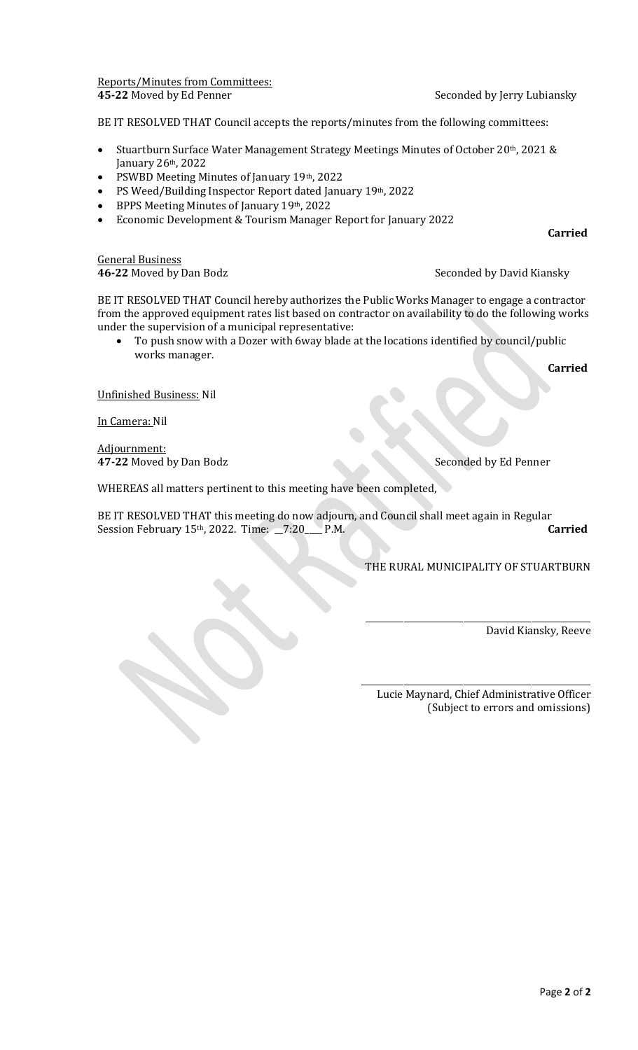Reports/Minutes from Committees:

**45-22** Moved by Ed Penner Seconded by Jerry Lubiansky

BE IT RESOLVED THAT Council accepts the reports/minutes from the following committees:

- Stuartburn Surface Water Management Strategy Meetings Minutes of October 20th, 2021 & January 26th, 2022
- PSWBD Meeting Minutes of January 19th, 2022
- PS Weed/Building Inspector Report dated January 19th, 2022
- BPPS Meeting Minutes of January 19th, 2022
- Economic Development & Tourism Manager Report for January 2022

**Carried**

General Business

**46-22** Moved by Dan Bodz Seconded by David Kiansky

BE IT RESOLVED THAT Council hereby authorizes the Public Works Manager to engage a contractor from the approved equipment rates list based on contractor on availability to do the following works under the supervision of a municipal representative:

- To push snow with a Dozer with 6way blade at the locations identified by council/public works manager.

**Carried**

Unfinished Business: Nil

In Camera: Nil

Adjournment:

**47-22** Moved by Dan Bodz Seconded by Ed Penner

WHEREAS all matters pertinent to this meeting have been completed,

BE IT RESOLVED THAT this meeting do now adjourn, and Council shall meet again in Regular Session February 15th, 2022. Time: __7:20___ P.M. **Carried**

THE RURAL MUNICIPALITY OF STUARTBURN

David Kiansky, Reeve

Lucie Maynard, Chief Administrative Officer
(Subject to errors and omissions)

Not Ratified